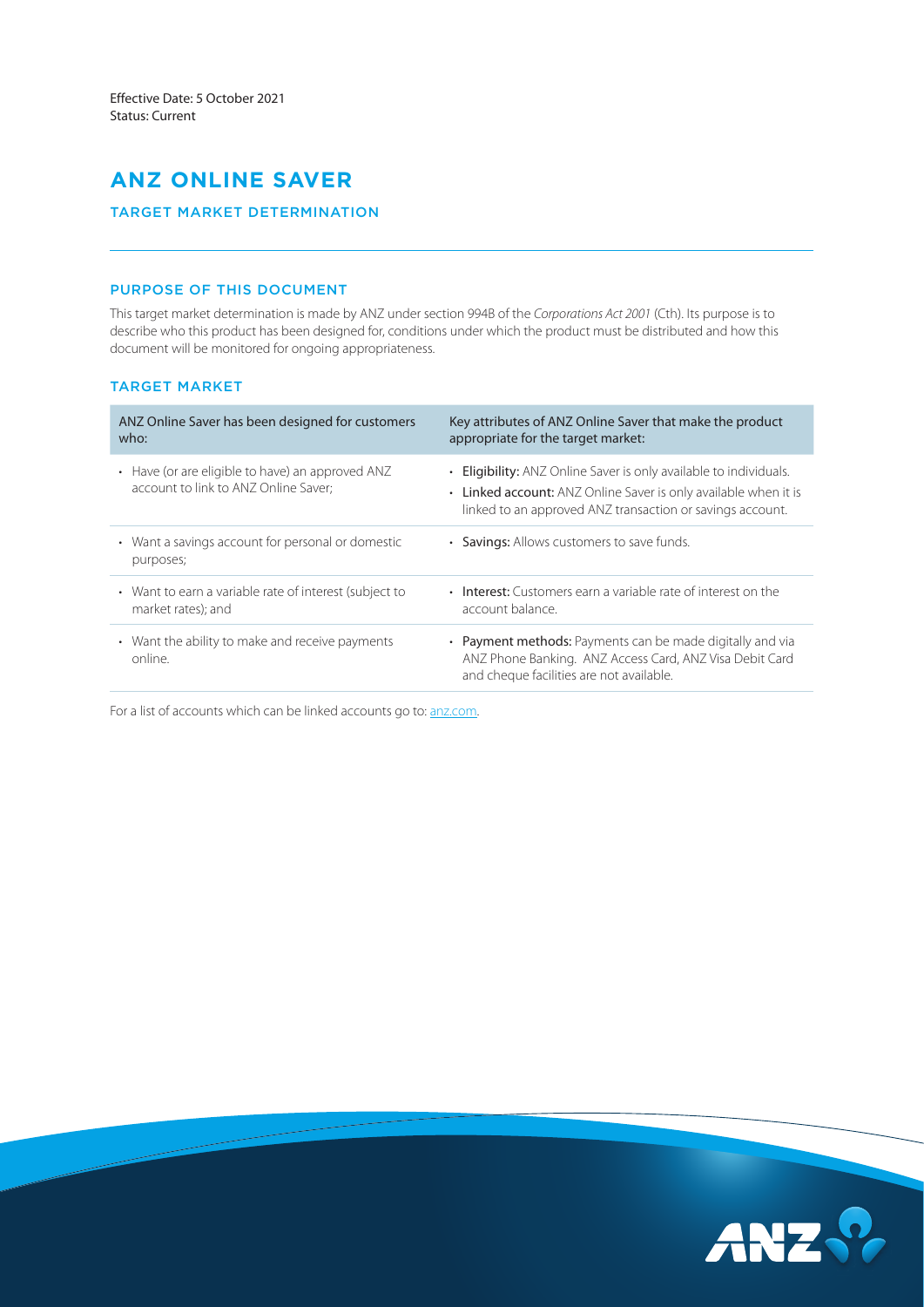Effective Date: 5 October 2021
Status: Current

# ANZ ONLINE SAVER

## TARGET MARKET DETERMINATION

### PURPOSE OF THIS DOCUMENT

This target market determination is made by ANZ under section 994B of the *Corporations Act 2001* (Cth). Its purpose is to describe who this product has been designed for, conditions under which the product must be distributed and how this document will be monitored for ongoing appropriateness.

### TARGET MARKET

| ANZ Online Saver has been designed for customers who: | Key attributes of ANZ Online Saver that make the product appropriate for the target market: |
|---|---|
| • Have (or are eligible to have) an approved ANZ account to link to ANZ Online Saver; | • **Eligibility:** ANZ Online Saver is only available to individuals.<br>• **Linked account:** ANZ Online Saver is only available when it is linked to an approved ANZ transaction or savings account. |
| • Want a savings account for personal or domestic purposes; | • **Savings:** Allows customers to save funds. |
| • Want to earn a variable rate of interest (subject to market rates); and | • **Interest:** Customers earn a variable rate of interest on the account balance. |
| • Want the ability to make and receive payments online. | • **Payment methods:** Payments can be made digitally and via ANZ Phone Banking. ANZ Access Card, ANZ Visa Debit Card and cheque facilities are not available. |

For a list of accounts which can be linked accounts go to: anz.com.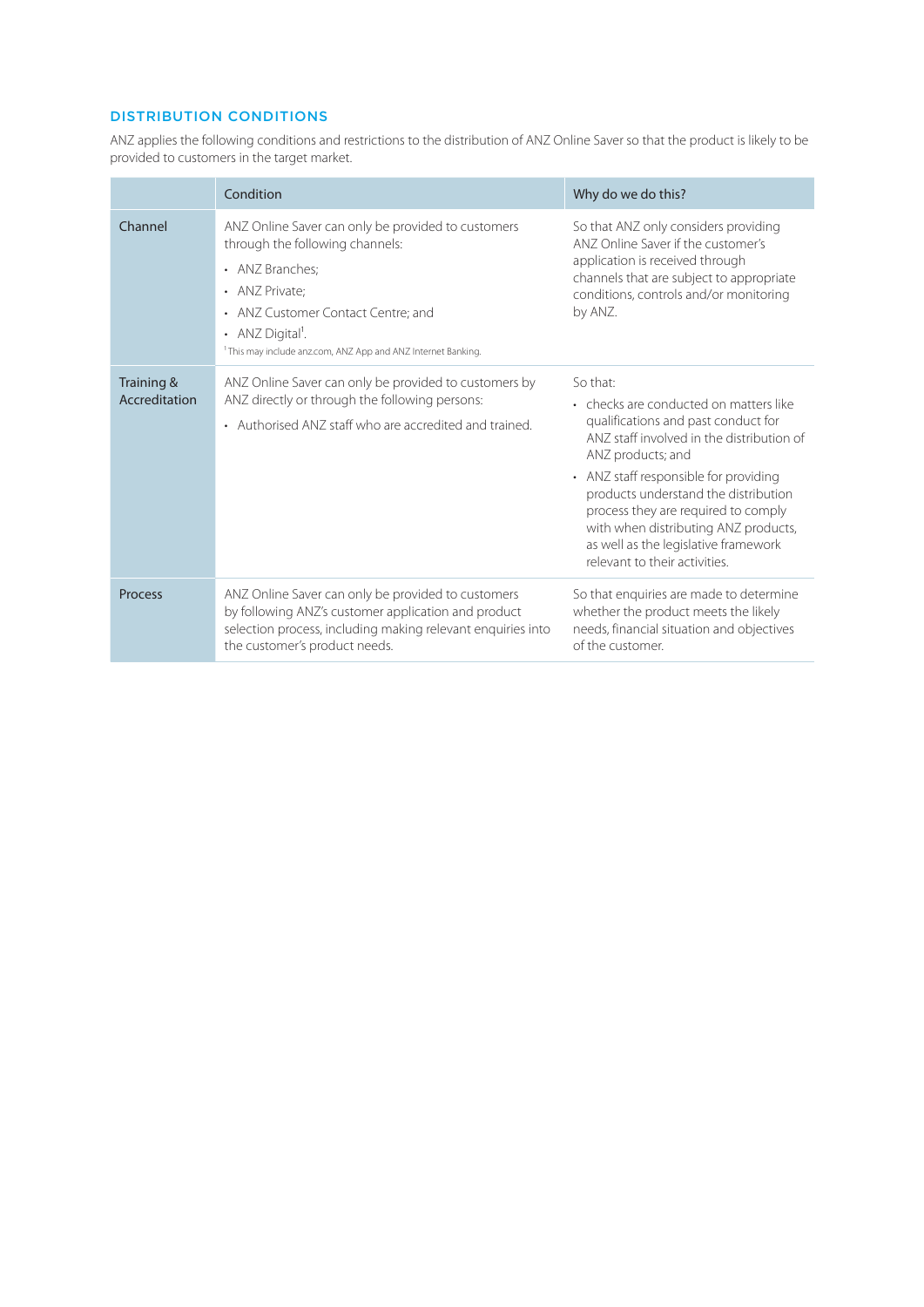## DISTRIBUTION CONDITIONS

ANZ applies the following conditions and restrictions to the distribution of ANZ Online Saver so that the product is likely to be provided to customers in the target market.

| | Condition | Why do we do this? |
|---|---|---|
| Channel | ANZ Online Saver can only be provided to customers through the following channels:<br>• ANZ Branches;<br>• ANZ Private;<br>• ANZ Customer Contact Centre; and<br>• ANZ Digital[1].<br>[1] This may include anz.com, ANZ App and ANZ Internet Banking. | So that ANZ only considers providing ANZ Online Saver if the customer's application is received through channels that are subject to appropriate conditions, controls and/or monitoring by ANZ. |
| Training & Accreditation | ANZ Online Saver can only be provided to customers by ANZ directly or through the following persons:<br>• Authorised ANZ staff who are accredited and trained. | So that:<br>• checks are conducted on matters like qualifications and past conduct for ANZ staff involved in the distribution of ANZ products; and<br>• ANZ staff responsible for providing products understand the distribution process they are required to comply with when distributing ANZ products, as well as the legislative framework relevant to their activities. |
| Process | ANZ Online Saver can only be provided to customers by following ANZ's customer application and product selection process, including making relevant enquiries into the customer's product needs. | So that enquiries are made to determine whether the product meets the likely needs, financial situation and objectives of the customer. |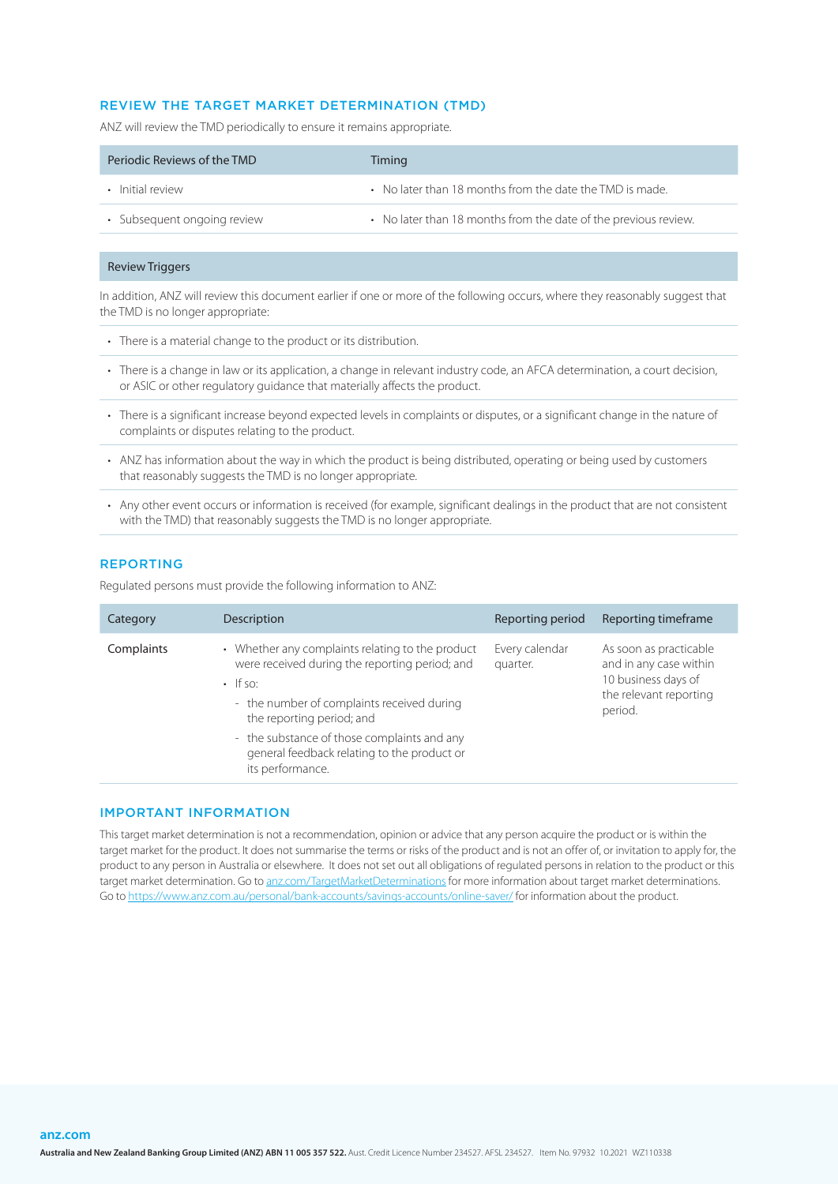## REVIEW THE TARGET MARKET DETERMINATION (TMD)

ANZ will review the TMD periodically to ensure it remains appropriate.

| Periodic Reviews of the TMD | Timing |
|---|---|
| • Initial review | • No later than 18 months from the date the TMD is made. |
| • Subsequent ongoing review | • No later than 18 months from the date of the previous review. |

### Review Triggers

In addition, ANZ will review this document earlier if one or more of the following occurs, where they reasonably suggest that the TMD is no longer appropriate:

- There is a material change to the product or its distribution.
- There is a change in law or its application, a change in relevant industry code, an AFCA determination, a court decision, or ASIC or other regulatory guidance that materially affects the product.
- There is a significant increase beyond expected levels in complaints or disputes, or a significant change in the nature of complaints or disputes relating to the product.
- ANZ has information about the way in which the product is being distributed, operating or being used by customers that reasonably suggests the TMD is no longer appropriate.
- Any other event occurs or information is received (for example, significant dealings in the product that are not consistent with the TMD) that reasonably suggests the TMD is no longer appropriate.

## REPORTING

Regulated persons must provide the following information to ANZ:

| Category | Description | Reporting period | Reporting timeframe |
|---|---|---|---|
| Complaints | • Whether any complaints relating to the product were received during the reporting period; and<br>• If so:<br>- the number of complaints received during the reporting period; and<br>- the substance of those complaints and any general feedback relating to the product or its performance. | Every calendar quarter. | As soon as practicable and in any case within 10 business days of the relevant reporting period. |

## IMPORTANT INFORMATION

This target market determination is not a recommendation, opinion or advice that any person acquire the product or is within the target market for the product. It does not summarise the terms or risks of the product and is not an offer of, or invitation to apply for, the product to any person in Australia or elsewhere. It does not set out all obligations of regulated persons in relation to the product or this target market determination. Go to anz.com/TargetMarketDeterminations for more information about target market determinations. Go to https://www.anz.com.au/personal/bank-accounts/savings-accounts/online-saver/ for information about the product.

anz.com

**Australia and New Zealand Banking Group Limited (ANZ) ABN 11 005 357 522.** Aust. Credit Licence Number 234527. AFSL 234527. Item No. 97932 10.2021 WZ110338